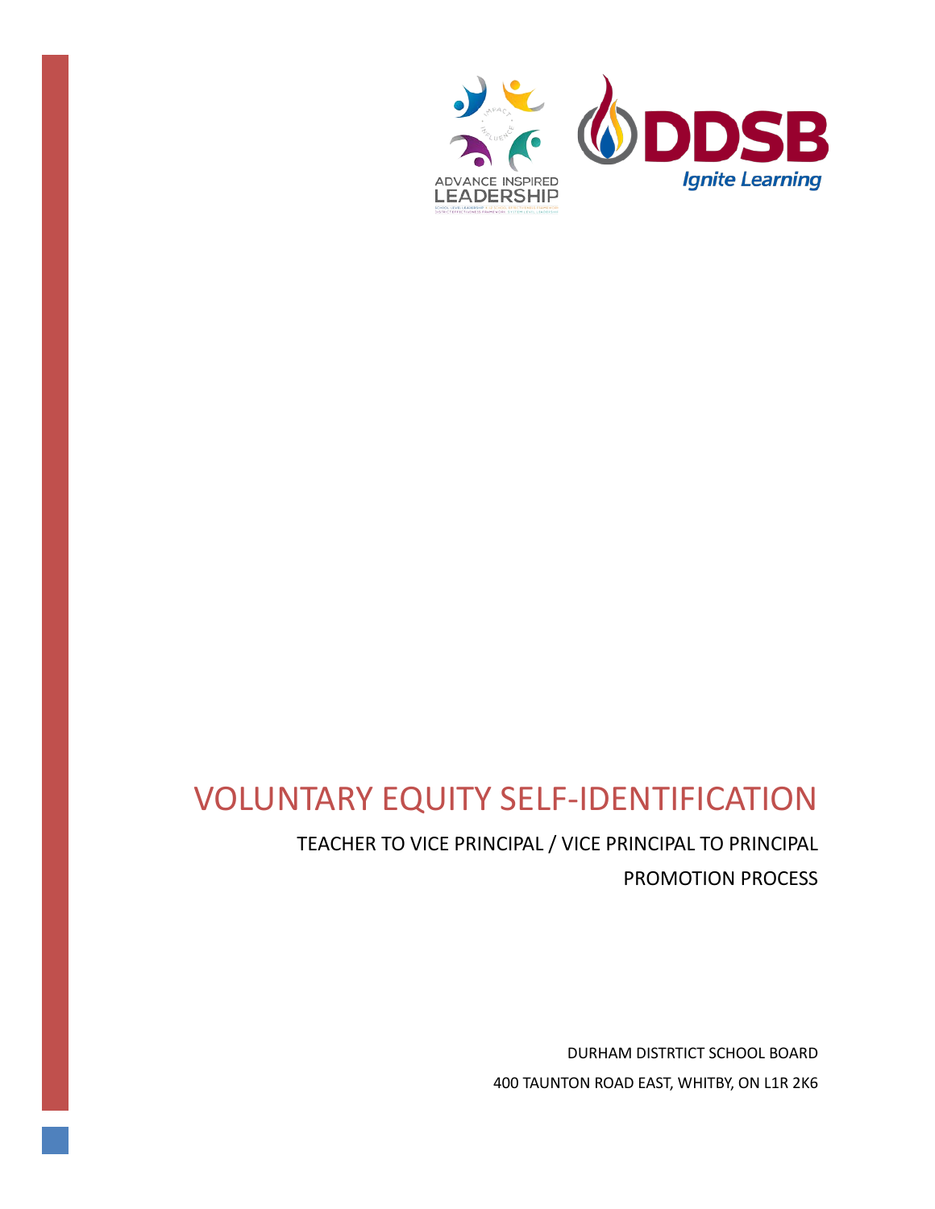ADVANCE INSPIRED LEADERSHIP

DDSB Ignite Learning

# VOLUNTARY EQUITY SELF-IDENTIFICATION

TEACHER TO VICE PRINCIPAL / VICE PRINCIPAL TO PRINCIPAL PROMOTION PROCESS

DURHAM DISTRTICT SCHOOL BOARD
400 TAUNTON ROAD EAST, WHITBY, ON L1R 2K6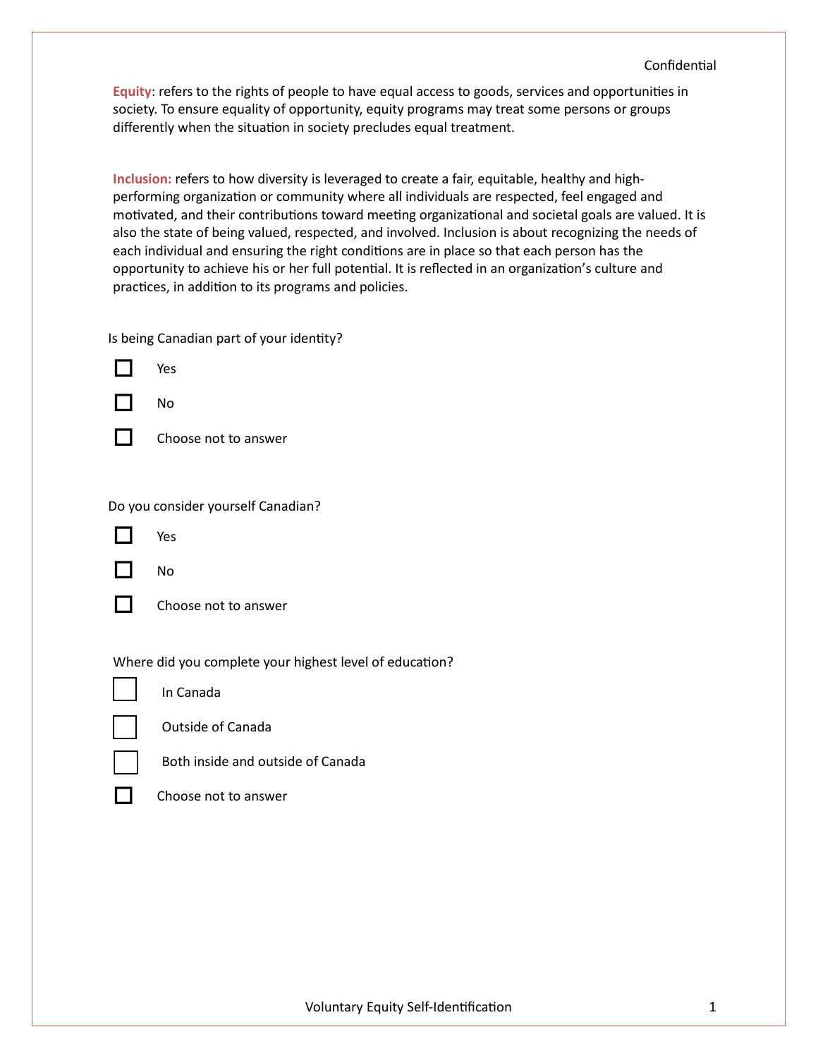**Equity**: refers to the rights of people to have equal access to goods, services and opportunities in society. To ensure equality of opportunity, equity programs may treat some persons or groups differently when the situation in society precludes equal treatment.

**Inclusion:** refers to how diversity is leveraged to create a fair, equitable, healthy and high-performing organization or community where all individuals are respected, feel engaged and motivated, and their contributions toward meeting organizational and societal goals are valued. It is also the state of being valued, respected, and involved. Inclusion is about recognizing the needs of each individual and ensuring the right conditions are in place so that each person has the opportunity to achieve his or her full potential. It is reflected in an organization's culture and practices, in addition to its programs and policies.

Is being Canadian part of your identity?

- ☐ Yes
- ☐ No
- ☐ Choose not to answer

Do you consider yourself Canadian?

- ☐ Yes
- ☐ No
- ☐ Choose not to answer

Where did you complete your highest level of education?

- ☐ In Canada
- ☐ Outside of Canada
- ☐ Both inside and outside of Canada
- ☐ Choose not to answer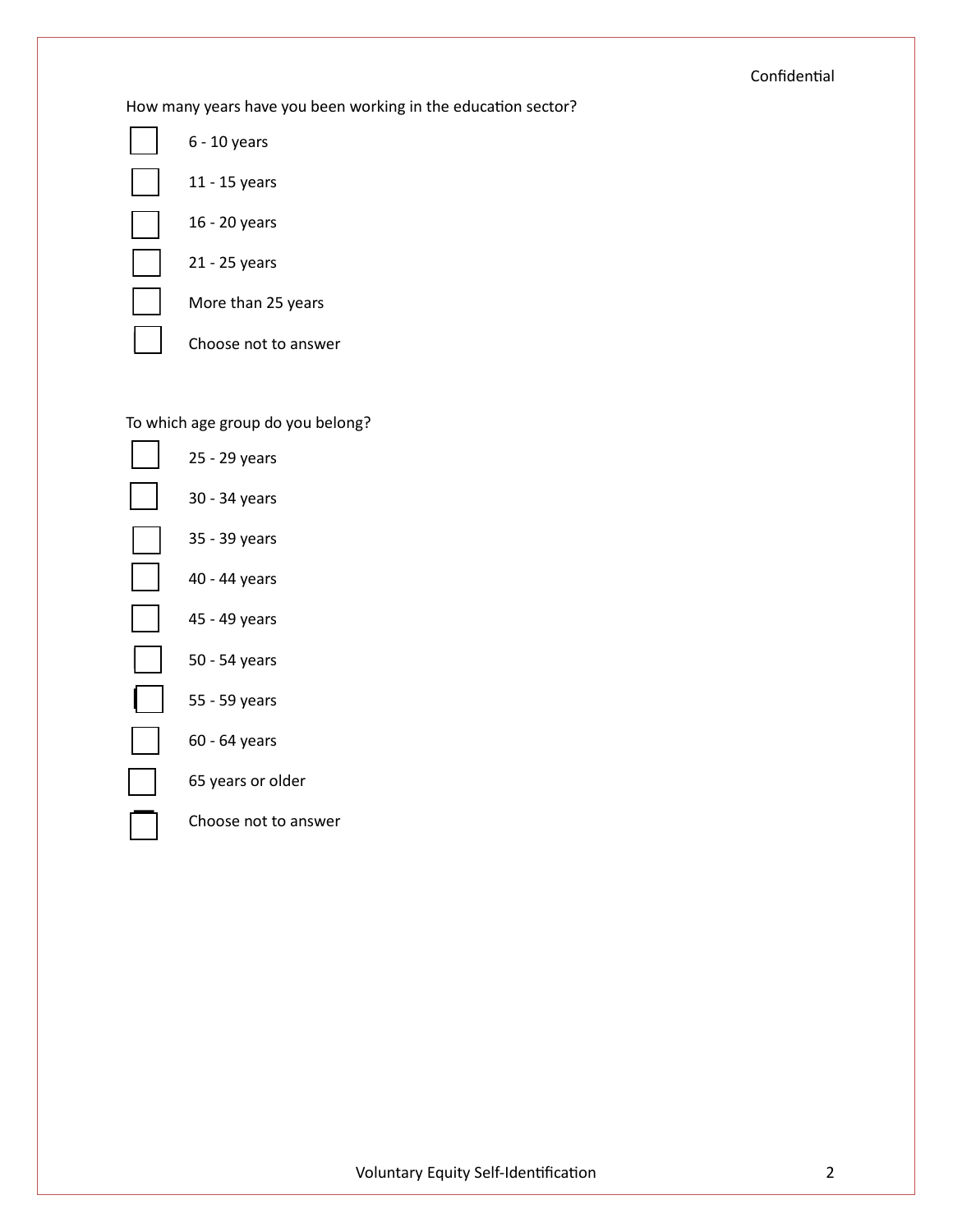How many years have you been working in the education sector?

- [ ] 6 - 10 years
- [ ] 11 - 15 years
- [ ] 16 - 20 years
- [ ] 21 - 25 years
- [ ] More than 25 years
- [ ] Choose not to answer

To which age group do you belong?

- [ ] 25 - 29 years
- [ ] 30 - 34 years
- [ ] 35 - 39 years
- [ ] 40 - 44 years
- [ ] 45 - 49 years
- [ ] 50 - 54 years
- [ ] 55 - 59 years
- [ ] 60 - 64 years
- [ ] 65 years or older
- [ ] Choose not to answer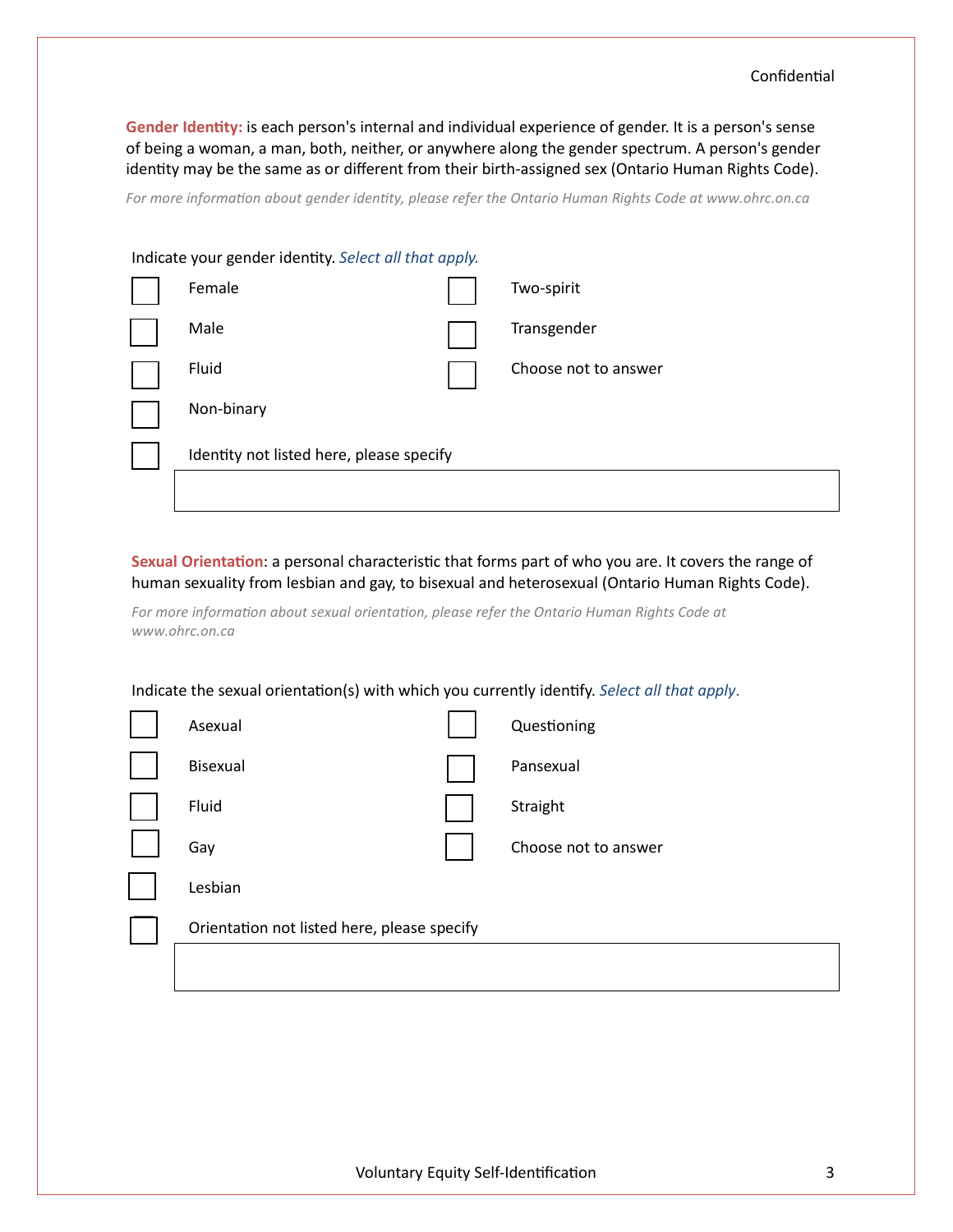Confidential

**Gender Identity:** is each person's internal and individual experience of gender. It is a person's sense of being a woman, a man, both, neither, or anywhere along the gender spectrum. A person's gender identity may be the same as or different from their birth-assigned sex (Ontario Human Rights Code).

*For more information about gender identity, please refer the Ontario Human Rights Code at www.ohrc.on.ca*

Indicate your gender identity. *Select all that apply.*

- [ ] Female
- [ ] Male
- [ ] Fluid
- [ ] Non-binary
- [ ] Two-spirit
- [ ] Transgender
- [ ] Choose not to answer
- [ ] Identity not listed here, please specify

______________________________

**Sexual Orientation**: a personal characteristic that forms part of who you are. It covers the range of human sexuality from lesbian and gay, to bisexual and heterosexual (Ontario Human Rights Code).

*For more information about sexual orientation, please refer the Ontario Human Rights Code at www.ohrc.on.ca*

Indicate the sexual orientation(s) with which you currently identify. *Select all that apply.*

- [ ] Asexual
- [ ] Bisexual
- [ ] Fluid
- [ ] Gay
- [ ] Lesbian
- [ ] Questioning
- [ ] Pansexual
- [ ] Straight
- [ ] Choose not to answer
- [ ] Orientation not listed here, please specify

______________________________

Voluntary Equity Self-Identification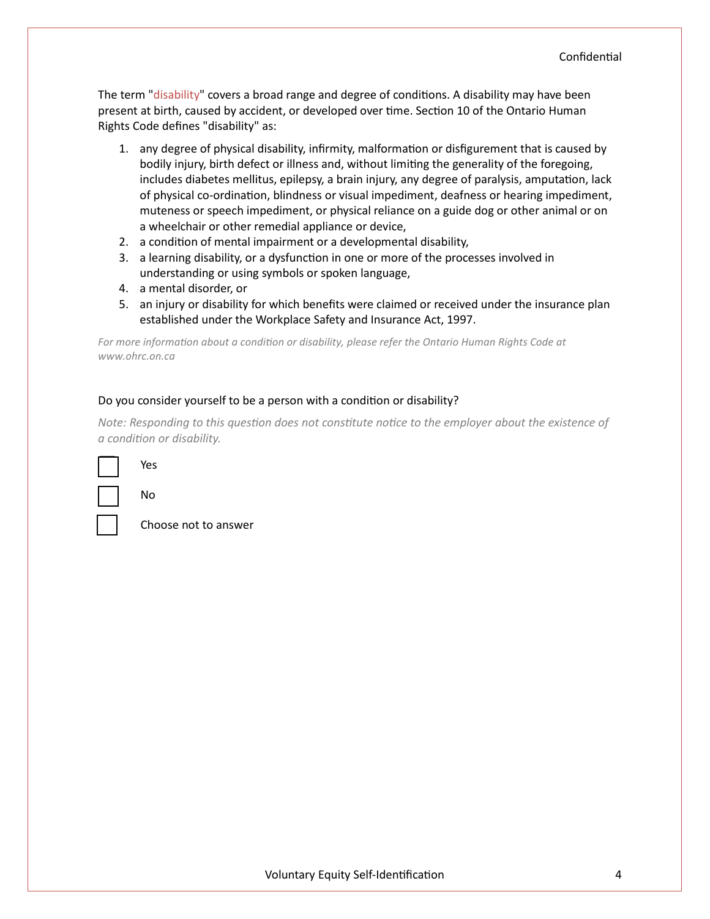The term "disability" covers a broad range and degree of conditions. A disability may have been present at birth, caused by accident, or developed over time. Section 10 of the Ontario Human Rights Code defines "disability" as:

1. any degree of physical disability, infirmity, malformation or disfigurement that is caused by bodily injury, birth defect or illness and, without limiting the generality of the foregoing, includes diabetes mellitus, epilepsy, a brain injury, any degree of paralysis, amputation, lack of physical co-ordination, blindness or visual impediment, deafness or hearing impediment, muteness or speech impediment, or physical reliance on a guide dog or other animal or on a wheelchair or other remedial appliance or device,
2. a condition of mental impairment or a developmental disability,
3. a learning disability, or a dysfunction in one or more of the processes involved in understanding or using symbols or spoken language,
4. a mental disorder, or
5. an injury or disability for which benefits were claimed or received under the insurance plan established under the Workplace Safety and Insurance Act, 1997.

*For more information about a condition or disability, please refer the Ontario Human Rights Code at www.ohrc.on.ca*

Do you consider yourself to be a person with a condition or disability?

*Note: Responding to this question does not constitute notice to the employer about the existence of a condition or disability.*

- [ ] Yes
- [ ] No
- [ ] Choose not to answer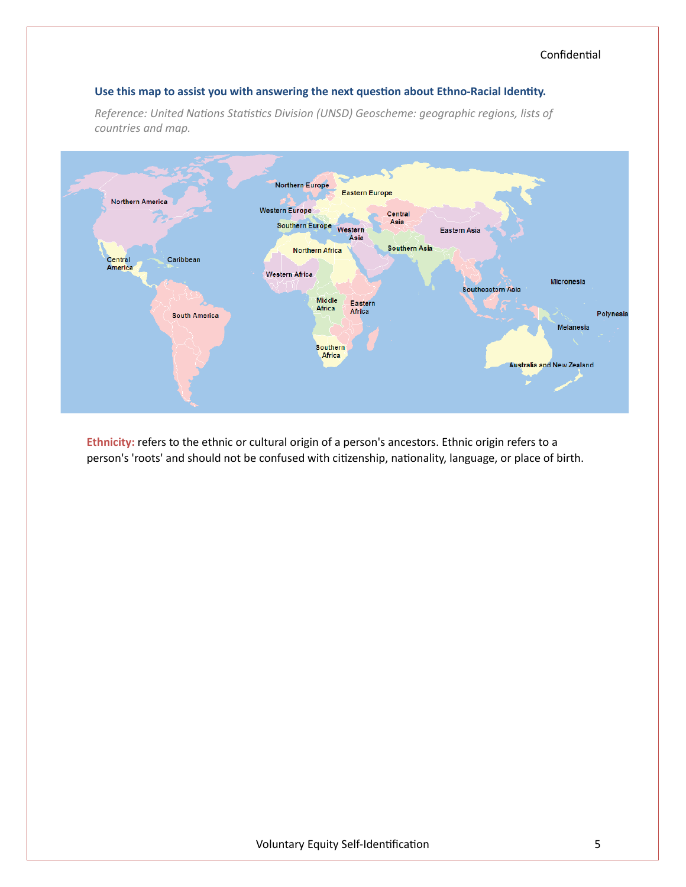**Use this map to assist you with answering the next question about Ethno-Racial Identity.**

*Reference: United Nations Statistics Division (UNSD) Geoscheme: geographic regions, lists of countries and map.*

**Ethnicity:** refers to the ethnic or cultural origin of a person's ancestors. Ethnic origin refers to a person's 'roots' and should not be confused with citizenship, nationality, language, or place of birth.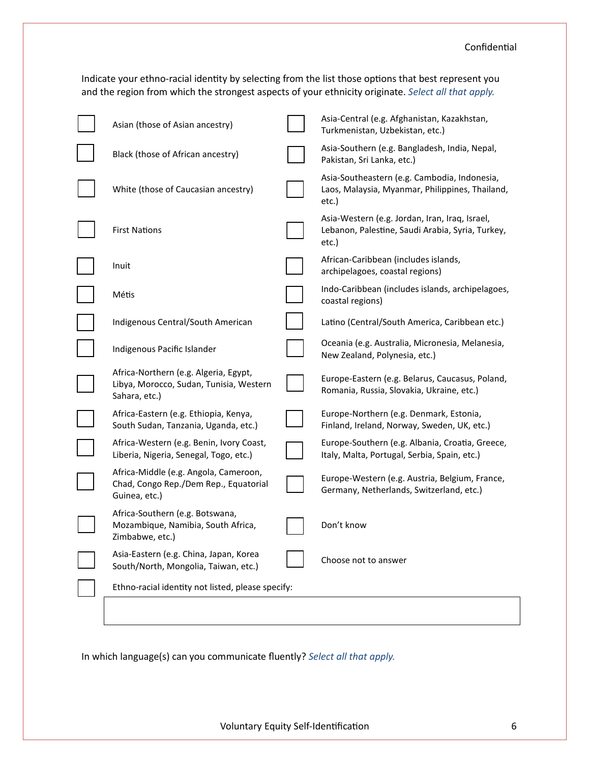Indicate your ethno-racial identity by selecting from the list those options that best represent you and the region from which the strongest aspects of your ethnicity originate. *Select all that apply.*

- ☐ Asian (those of Asian ancestry)
- ☐ Black (those of African ancestry)
- ☐ White (those of Caucasian ancestry)
- ☐ First Nations
- ☐ Inuit
- ☐ Métis
- ☐ Indigenous Central/South American
- ☐ Indigenous Pacific Islander
- ☐ Africa-Northern (e.g. Algeria, Egypt, Libya, Morocco, Sudan, Tunisia, Western Sahara, etc.)
- ☐ Africa-Eastern (e.g. Ethiopia, Kenya, South Sudan, Tanzania, Uganda, etc.)
- ☐ Africa-Western (e.g. Benin, Ivory Coast, Liberia, Nigeria, Senegal, Togo, etc.)
- ☐ Africa-Middle (e.g. Angola, Cameroon, Chad, Congo Rep./Dem Rep., Equatorial Guinea, etc.)
- ☐ Africa-Southern (e.g. Botswana, Mozambique, Namibia, South Africa, Zimbabwe, etc.)
- ☐ Asia-Eastern (e.g. China, Japan, Korea South/North, Mongolia, Taiwan, etc.)
- ☐ Asia-Central (e.g. Afghanistan, Kazakhstan, Turkmenistan, Uzbekistan, etc.)
- ☐ Asia-Southern (e.g. Bangladesh, India, Nepal, Pakistan, Sri Lanka, etc.)
- ☐ Asia-Southeastern (e.g. Cambodia, Indonesia, Laos, Malaysia, Myanmar, Philippines, Thailand, etc.)
- ☐ Asia-Western (e.g. Jordan, Iran, Iraq, Israel, Lebanon, Palestine, Saudi Arabia, Syria, Turkey, etc.)
- ☐ African-Caribbean (includes islands, archipelagoes, coastal regions)
- ☐ Indo-Caribbean (includes islands, archipelagoes, coastal regions)
- ☐ Latino (Central/South America, Caribbean etc.)
- ☐ Oceania (e.g. Australia, Micronesia, Melanesia, New Zealand, Polynesia, etc.)
- ☐ Europe-Eastern (e.g. Belarus, Caucasus, Poland, Romania, Russia, Slovakia, Ukraine, etc.)
- ☐ Europe-Northern (e.g. Denmark, Estonia, Finland, Ireland, Norway, Sweden, UK, etc.)
- ☐ Europe-Southern (e.g. Albania, Croatia, Greece, Italy, Malta, Portugal, Serbia, Spain, etc.)
- ☐ Europe-Western (e.g. Austria, Belgium, France, Germany, Netherlands, Switzerland, etc.)
- ☐ Don't know
- ☐ Choose not to answer
- ☐ Ethno-racial identity not listed, please specify:

\_\_\_\_\_\_\_\_\_\_\_\_\_\_\_\_\_\_\_\_\_\_\_\_\_\_\_\_\_\_\_\_\_\_\_\_\_\_\_\_

In which language(s) can you communicate fluently? *Select all that apply.*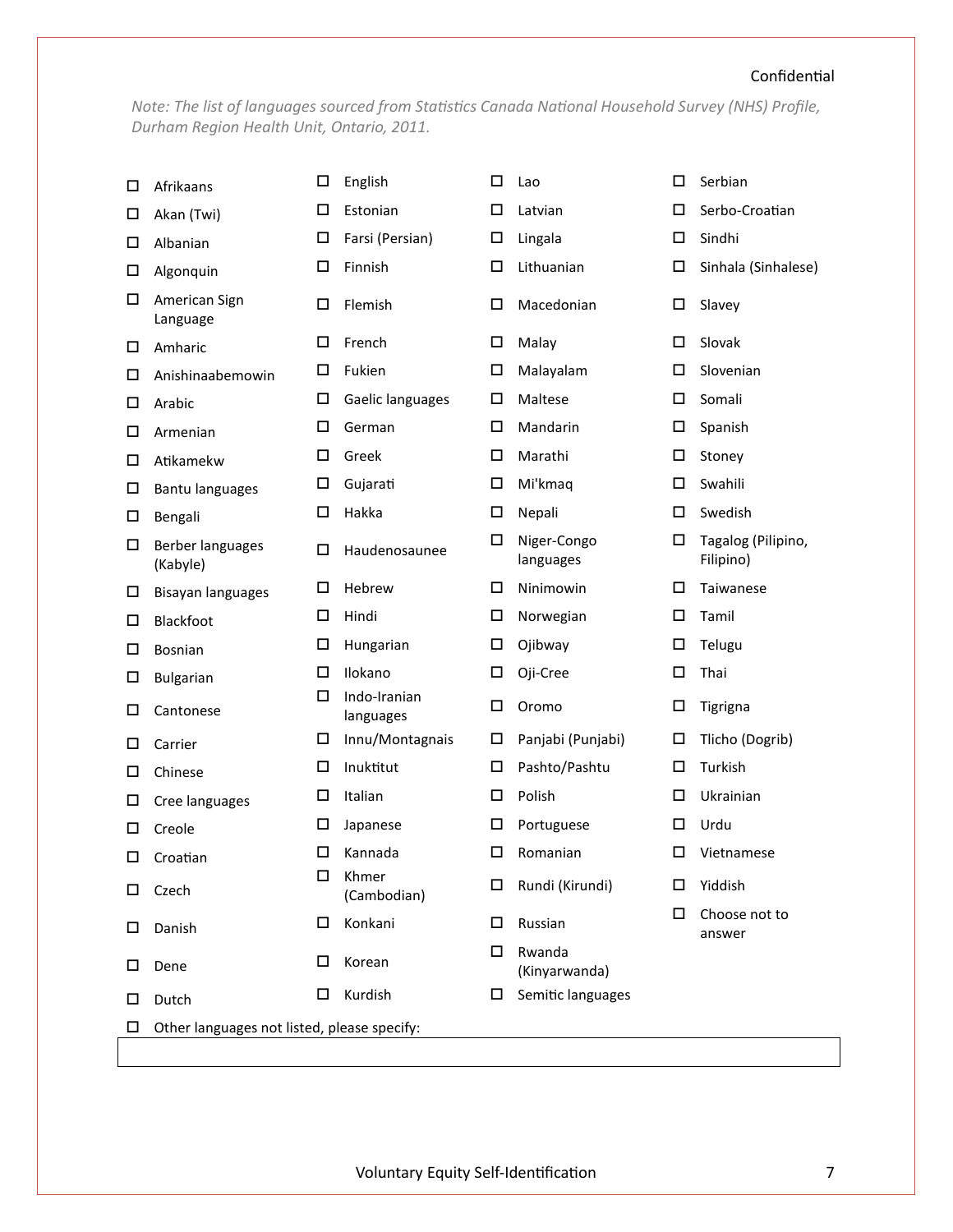Confidential

*Note: The list of languages sourced from Statistics Canada National Household Survey (NHS) Profile, Durham Region Health Unit, Ontario, 2011.*

- ☐ Afrikaans
- ☐ Akan (Twi)
- ☐ Albanian
- ☐ Algonquin
- ☐ American Sign Language
- ☐ Amharic
- ☐ Anishinaabemowin
- ☐ Arabic
- ☐ Armenian
- ☐ Atikamekw
- ☐ Bantu languages
- ☐ Bengali
- ☐ Berber languages (Kabyle)
- ☐ Bisayan languages
- ☐ Blackfoot
- ☐ Bosnian
- ☐ Bulgarian
- ☐ Cantonese
- ☐ Carrier
- ☐ Chinese
- ☐ Cree languages
- ☐ Creole
- ☐ Croatian
- ☐ Czech
- ☐ Danish
- ☐ Dene
- ☐ Dutch
- ☐ English
- ☐ Estonian
- ☐ Farsi (Persian)
- ☐ Finnish
- ☐ Flemish
- ☐ French
- ☐ Fukien
- ☐ Gaelic languages
- ☐ German
- ☐ Greek
- ☐ Gujarati
- ☐ Hakka
- ☐ Haudenosaunee
- ☐ Hebrew
- ☐ Hindi
- ☐ Hungarian
- ☐ Ilokano
- ☐ Indo-Iranian languages
- ☐ Innu/Montagnais
- ☐ Inuktitut
- ☐ Italian
- ☐ Japanese
- ☐ Kannada
- ☐ Khmer (Cambodian)
- ☐ Konkani
- ☐ Korean
- ☐ Kurdish
- ☐ Lao
- ☐ Latvian
- ☐ Lingala
- ☐ Lithuanian
- ☐ Macedonian
- ☐ Malay
- ☐ Malayalam
- ☐ Maltese
- ☐ Mandarin
- ☐ Marathi
- ☐ Mi'kmaq
- ☐ Nepali
- ☐ Niger-Congo languages
- ☐ Ninimowin
- ☐ Norwegian
- ☐ Ojibway
- ☐ Oji-Cree
- ☐ Oromo
- ☐ Panjabi (Punjabi)
- ☐ Pashto/Pashtu
- ☐ Polish
- ☐ Portuguese
- ☐ Romanian
- ☐ Rundi (Kirundi)
- ☐ Russian
- ☐ Rwanda (Kinyarwanda)
- ☐ Semitic languages
- ☐ Serbian
- ☐ Serbo-Croatian
- ☐ Sindhi
- ☐ Sinhala (Sinhalese)
- ☐ Slavey
- ☐ Slovak
- ☐ Slovenian
- ☐ Somali
- ☐ Spanish
- ☐ Stoney
- ☐ Swahili
- ☐ Swedish
- ☐ Tagalog (Pilipino, Filipino)
- ☐ Taiwanese
- ☐ Tamil
- ☐ Telugu
- ☐ Thai
- ☐ Tigrigna
- ☐ Tlicho (Dogrib)
- ☐ Turkish
- ☐ Ukrainian
- ☐ Urdu
- ☐ Vietnamese
- ☐ Yiddish
- ☐ Choose not to answer
- ☐ Other languages not listed, please specify:

| |
|---|
| |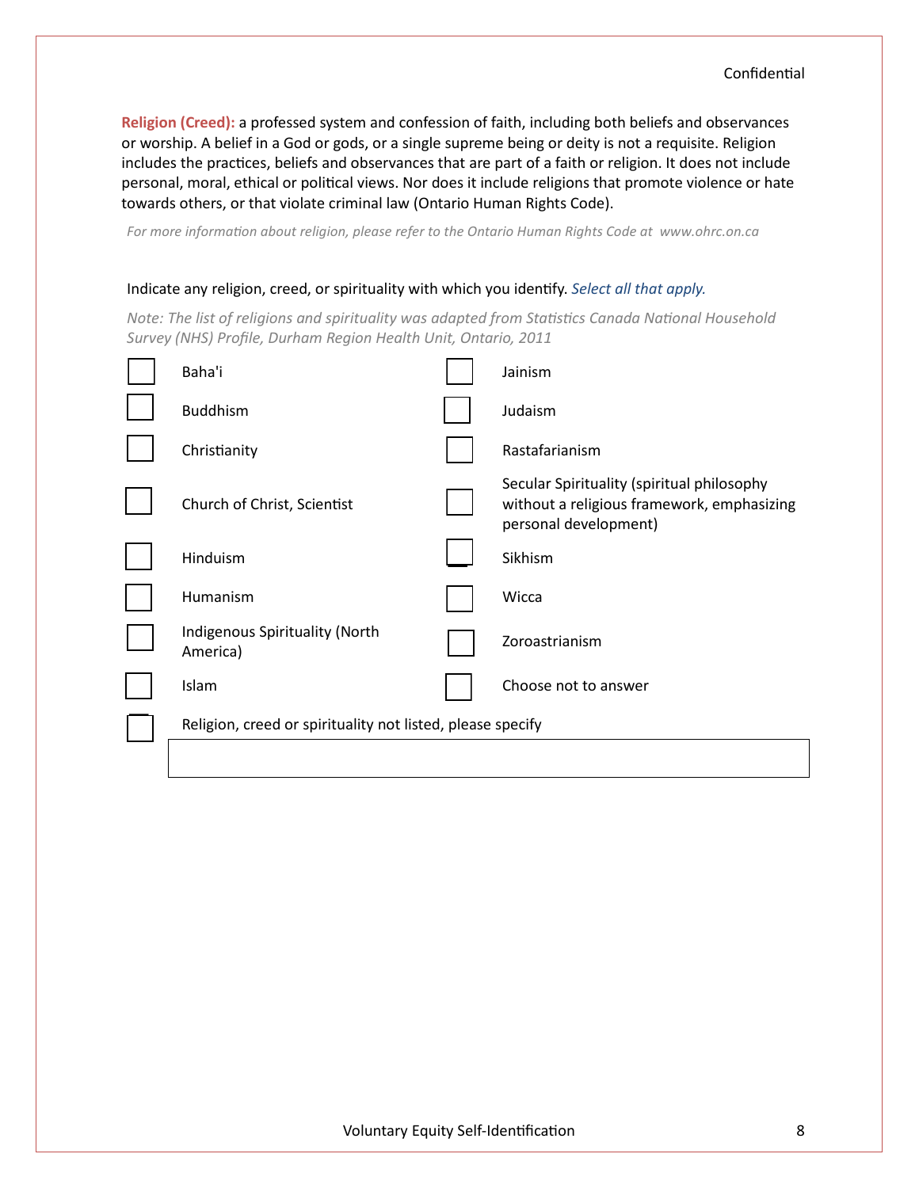**Religion (Creed):** a professed system and confession of faith, including both beliefs and observances or worship. A belief in a God or gods, or a single supreme being or deity is not a requisite. Religion includes the practices, beliefs and observances that are part of a faith or religion. It does not include personal, moral, ethical or political views. Nor does it include religions that promote violence or hate towards others, or that violate criminal law (Ontario Human Rights Code).

*For more information about religion, please refer to the Ontario Human Rights Code at www.ohrc.on.ca*

Indicate any religion, creed, or spirituality with which you identify. *Select all that apply.*

*Note: The list of religions and spirituality was adapted from Statistics Canada National Household Survey (NHS) Profile, Durham Region Health Unit, Ontario, 2011*

- ☐ Baha'i
- ☐ Buddhism
- ☐ Christianity
- ☐ Church of Christ, Scientist
- ☐ Hinduism
- ☐ Humanism
- ☐ Indigenous Spirituality (North America)
- ☐ Islam
- ☐ Jainism
- ☐ Judaism
- ☐ Rastafarianism
- ☐ Secular Spirituality (spiritual philosophy without a religious framework, emphasizing personal development)
- ☐ Sikhism
- ☐ Wicca
- ☐ Zoroastrianism
- ☐ Choose not to answer
- ☐ Religion, creed or spirituality not listed, please specify

_______________________________________________